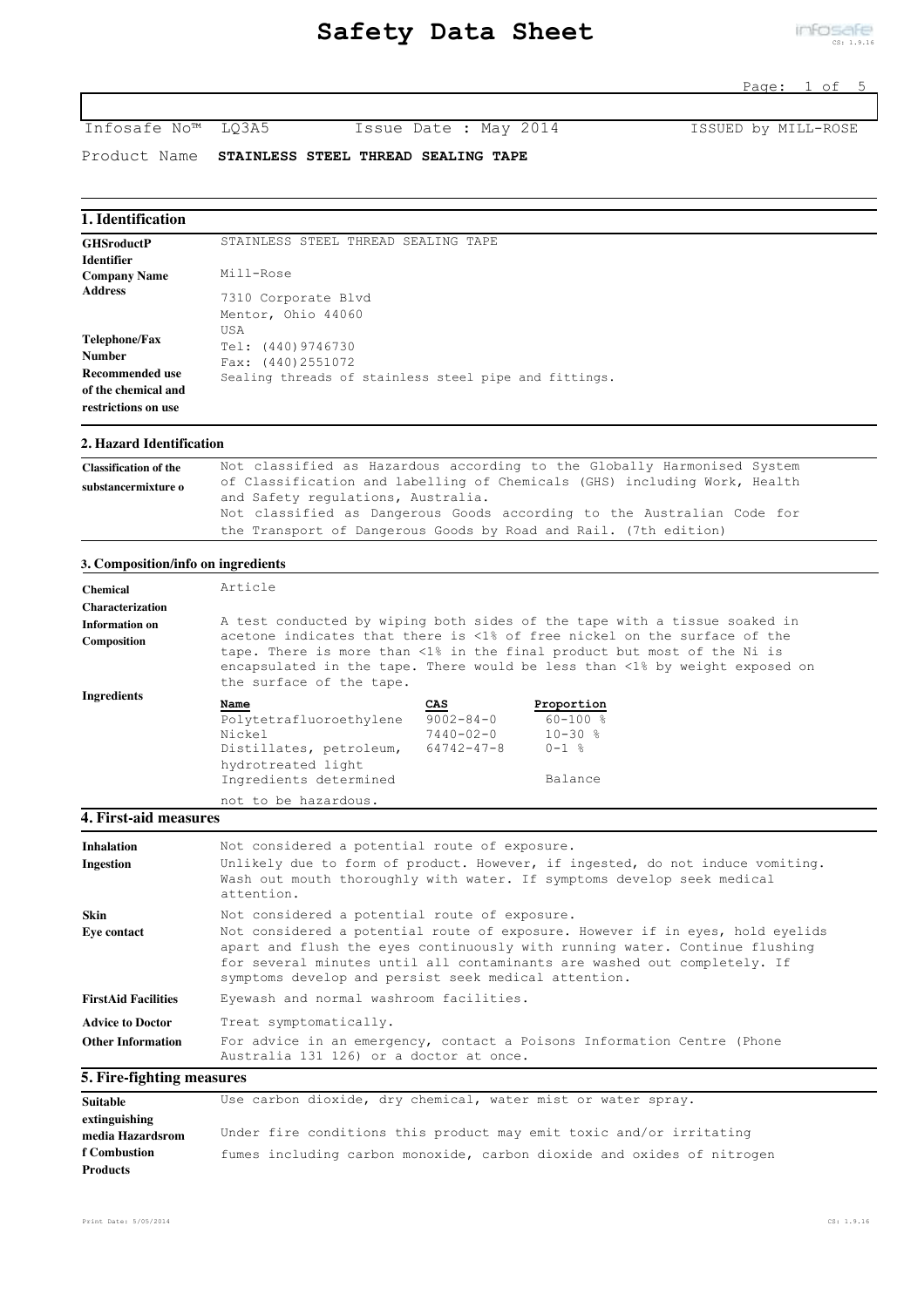# Safety Data Sheet

Infosafe No™ LQ3A5 Issue Date : May 2014 ISSUED by MILL-ROSE

Product Name **STAINLESS STEEL THREAD SEALING TAPE**

## 1. Identification

**GHSroductP Identifier**
STAINLESS STEEL THREAD SEALING TAPE

**Company Name**
Mill-Rose

**Address**
7310 Corporate Blvd
Mentor, Ohio 44060
USA

**Telephone/Fax Number**
Tel: (440)9746730
Fax: (440)2551072

**Recommended use of the chemical and restrictions on use**
Sealing threads of stainless steel pipe and fittings.

## 2. Hazard Identification

**Classification of the substancermixture o**
Not classified as Hazardous according to the Globally Harmonised System of Classification and labelling of Chemicals (GHS) including Work, Health and Safety regulations, Australia.
Not classified as Dangerous Goods according to the Australian Code for the Transport of Dangerous Goods by Road and Rail. (7th edition)

## 3. Composition/info on ingredients

**Chemical Characterization**
Article

**Information on Composition**
A test conducted by wiping both sides of the tape with a tissue soaked in acetone indicates that there is <1% of free nickel on the surface of the tape. There is more than <1% in the final product but most of the Ni is encapsulated in the tape. There would be less than <1% by weight exposed on the surface of the tape.

**Ingredients**

| Name | CAS | Proportion |
|---|---|---|
| Polytetrafluoroethylene | 9002-84-0 | 60-100 % |
| Nickel | 7440-02-0 | 10-30 % |
| Distillates, petroleum, hydrotreated light | 64742-47-8 | 0-1 % |
| Ingredients determined not to be hazardous. | | Balance |

## 4. First-aid measures

**Inhalation**
Not considered a potential route of exposure.

**Ingestion**
Unlikely due to form of product. However, if ingested, do not induce vomiting. Wash out mouth thoroughly with water. If symptoms develop seek medical attention.

**Skin**
Not considered a potential route of exposure.

**Eye contact**
Not considered a potential route of exposure. However if in eyes, hold eyelids apart and flush the eyes continuously with running water. Continue flushing for several minutes until all contaminants are washed out completely. If symptoms develop and persist seek medical attention.

**FirstAid Facilities**
Eyewash and normal washroom facilities.

**Advice to Doctor**
Treat symptomatically.

**Other Information**
For advice in an emergency, contact a Poisons Information Centre (Phone Australia 131 126) or a doctor at once.

## 5. Fire-fighting measures

**Suitable extinguishing media**
Use carbon dioxide, dry chemical, water mist or water spray.

**Hazardsrom f Combustion Products**
Under fire conditions this product may emit toxic and/or irritating fumes including carbon monoxide, carbon dioxide and oxides of nitrogen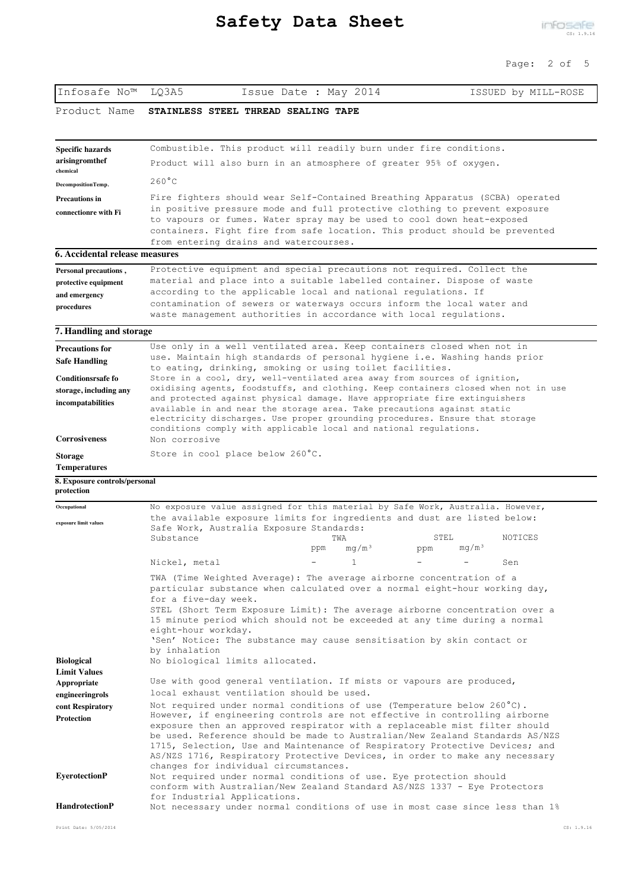| Infosafe No™ LQ3A5 | Issue Date : May 2014 | ISSUED by MILL-ROSE |
|---|---|---|

Product Name **STAINLESS STEEL THREAD SEALING TAPE**

| | |
|---|---|
| **Specific hazards arisingromthef chemical** | Combustible. This product will readily burn under fire conditions. Product will also burn in an atmosphere of greater 95% of oxygen. |
| **DecompositionTemp.** | 260°C |
| **Precautions in connectionre with Fi** | Fire fighters should wear Self-Contained Breathing Apparatus (SCBA) operated in positive pressure mode and full protective clothing to prevent exposure to vapours or fumes. Water spray may be used to cool down heat-exposed containers. Fight fire from safe location. This product should be prevented from entering drains and watercourses. |

## 6. Accidental release measures

| | |
|---|---|
| **Personal precautions , protective equipment and emergency procedures** | Protective equipment and special precautions not required. Collect the material and place into a suitable labelled container. Dispose of waste according to the applicable local and national regulations. If contamination of sewers or waterways occurs inform the local water and waste management authorities in accordance with local regulations. |

## 7. Handling and storage

| | |
|---|---|
| **Precautions for Safe Handling** | Use only in a well ventilated area. Keep containers closed when not in use. Maintain high standards of personal hygiene i.e. Washing hands prior to eating, drinking, smoking or using toilet facilities. |
| **Conditionsrsafe fo storage, including any incompatabilities** | Store in a cool, dry, well-ventilated area away from sources of ignition, oxidising agents, foodstuffs, and clothing. Keep containers closed when not in use and protected against physical damage. Have appropriate fire extinguishers available in and near the storage area. Take precautions against static electricity discharges. Use proper grounding procedures. Ensure that storage conditions comply with applicable local and national regulations. |
| **Corrosiveness** | Non corrosive |
| **Storage Temperatures** | Store in cool place below 260°C. |

## 8. Exposure controls/personal protection

**Occupational exposure limit values**

No exposure value assigned for this material by Safe Work, Australia. However, the available exposure limits for ingredients and dust are listed below:

Safe Work, Australia Exposure Standards:

| Substance | TWA | | STEL | | NOTICES |
|---|---|---|---|---|---|
| | ppm | mg/m³ | ppm | mg/m³ | |
| Nickel, metal | - | 1 | - | - | Sen |

TWA (Time Weighted Average): The average airborne concentration of a particular substance when calculated over a normal eight-hour working day, for a five-day week.

STEL (Short Term Exposure Limit): The average airborne concentration over a 15 minute period which should not be exceeded at any time during a normal eight-hour workday.

'Sen' Notice: The substance may cause sensitisation by skin contact or by inhalation

| | |
|---|---|
| **Biological Limit Values** | No biological limits allocated. |
| **Appropriate engineeringrols cont** | Use with good general ventilation. If mists or vapours are produced, local exhaust ventilation should be used. |
| **Respiratory Protection** | Not required under normal conditions of use (Temperature below 260°C). However, if engineering controls are not effective in controlling airborne exposure then an approved respirator with a replaceable mist filter should be used. Reference should be made to Australian/New Zealand Standards AS/NZS 1715, Selection, Use and Maintenance of Respiratory Protective Devices; and AS/NZS 1716, Respiratory Protective Devices, in order to make any necessary changes for individual circumstances. |
| **EyerotectionP** | Not required under normal conditions of use. Eye protection should conform with Australian/New Zealand Standard AS/NZS 1337 - Eye Protectors for Industrial Applications. |
| **HandrotectionP** | Not necessary under normal conditions of use in most case since less than 1% |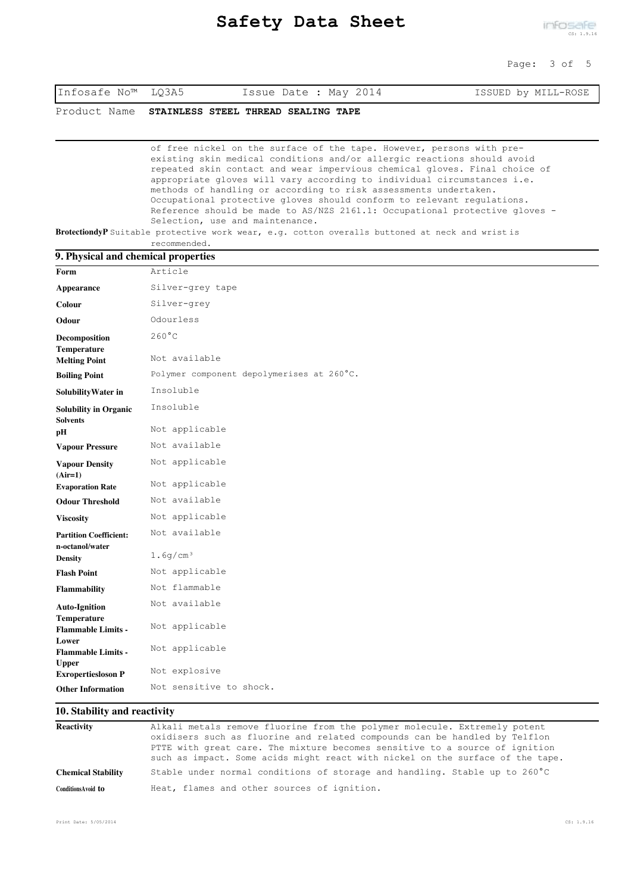of free nickel on the surface of the tape. However, persons with pre-existing skin medical conditions and/or allergic reactions should avoid repeated skin contact and wear impervious chemical gloves. Final choice of appropriate gloves will vary according to individual circumstances i.e. methods of handling or according to risk assessments undertaken. Occupational protective gloves should conform to relevant regulations. Reference should be made to AS/NZS 2161.1: Occupational protective gloves - Selection, use and maintenance.

**BrotectiondyP** Suitable protective work wear, e.g. cotton overalls buttoned at neck and wrist is recommended.

## 9. Physical and chemical properties

| | |
|---|---|
| **Form** | Article |
| **Appearance** | Silver-grey tape |
| **Colour** | Silver-grey |
| **Odour** | Odourless |
| **Decomposition Temperature** | 260°C |
| **Melting Point** | Not available |
| **Boiling Point** | Polymer component depolymerises at 260°C. |
| **SolubilityWater in** | Insoluble |
| **Solubility in Organic Solvents** | Insoluble |
| **pH** | Not applicable |
| **Vapour Pressure** | Not available |
| **Vapour Density (Air=1)** | Not applicable |
| **Evaporation Rate** | Not applicable |
| **Odour Threshold** | Not available |
| **Viscosity** | Not applicable |
| **Partition Coefficient: n-octanol/water** | Not available |
| **Density** | 1.6g/cm³ |
| **Flash Point** | Not applicable |
| **Flammability** | Not flammable |
| **Auto-Ignition Temperature** | Not available |
| **Flammable Limits - Lower** | Not applicable |
| **Flammable Limits - Upper** | Not applicable |
| **Exropertiesloson P** | Not explosive |
| **Other Information** | Not sensitive to shock. |

## 10. Stability and reactivity

| | |
|---|---|
| **Reactivity** | Alkali metals remove fluorine from the polymer molecule. Extremely potent oxidisers such as fluorine and related compounds can be handled by Telflon PTTE with great care. The mixture becomes sensitive to a source of ignition such as impact. Some acids might react with nickel on the surface of the tape. |
| **Chemical Stability** | Stable under normal conditions of storage and handling. Stable up to 260°C |
| **ConditionsAvoid to** | Heat, flames and other sources of ignition. |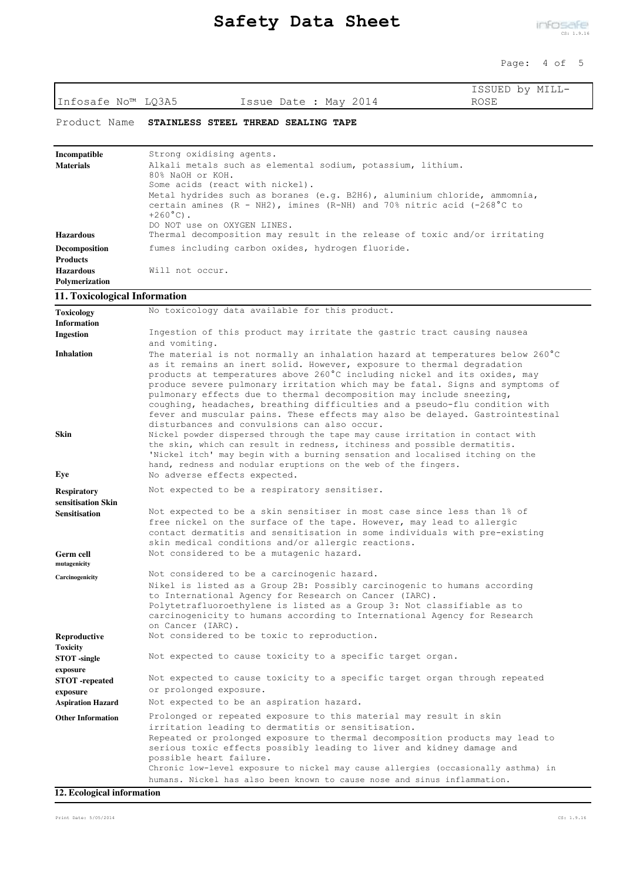Infosafe No™ LQ3A5 | Issue Date : May 2014 | ISSUED by MILL-ROSE

Product Name **STAINLESS STEEL THREAD SEALING TAPE**

| | |
|---|---|
| **Incompatible Materials** | Strong oxidising agents. Alkali metals such as elemental sodium, potassium, lithium. 80% NaOH or KOH. Some acids (react with nickel). Metal hydrides such as boranes (e.g. $B_2H_6$), aluminium chloride, ammomnia, certain amines (R - $NH_2$), imines (R-NH) and 70% nitric acid (-268°C to +260°C). DO NOT use on OXYGEN LINES. |
| **Hazardous Decomposition Products** | Thermal decomposition may result in the release of toxic and/or irritating fumes including carbon oxides, hydrogen fluoride. |
| **Hazardous Polymerization** | Will not occur. |

## 11. Toxicological Information

| | |
|---|---|
| **Toxicology Information** | No toxicology data available for this product. |
| **Ingestion** | Ingestion of this product may irritate the gastric tract causing nausea and vomiting. |
| **Inhalation** | The material is not normally an inhalation hazard at temperatures below 260°C as it remains an inert solid. However, exposure to thermal degradation products at temperatures above 260°C including nickel and its oxides, may produce severe pulmonary irritation which may be fatal. Signs and symptoms of pulmonary effects due to thermal decomposition may include sneezing, coughing, headaches, breathing difficulties and a pseudo-flu condition with fever and muscular pains. These effects may also be delayed. Gastrointestinal disturbances and convulsions can also occur. |
| **Skin** | Nickel powder dispersed through the tape may cause irritation in contact with the skin, which can result in redness, itchiness and possible dermatitis. 'Nickel itch' may begin with a burning sensation and localised itching on the hand, redness and nodular eruptions on the web of the fingers. |
| **Eye** | No adverse effects expected. |
| **Respiratory sensitisation** | Not expected to be a respiratory sensitiser. |
| **Skin Sensitisation** | Not expected to be a skin sensitiser in most case since less than 1% of free nickel on the surface of the tape. However, may lead to allergic contact dermatitis and sensitisation in some individuals with pre-existing skin medical conditions and/or allergic reactions. |
| **Germ cell mutagenicity** | Not considered to be a mutagenic hazard. |
| **Carcinogenicity** | Not considered to be a carcinogenic hazard. Nikel is listed as a Group 2B: Possibly carcinogenic to humans according to International Agency for Research on Cancer (IARC). Polytetrafluoroethylene is listed as a Group 3: Not classifiable as to carcinogenicity to humans according to International Agency for Research on Cancer (IARC). |
| **Reproductive Toxicity** | Not considered to be toxic to reproduction. |
| **STOT -single exposure** | Not expected to cause toxicity to a specific target organ. |
| **STOT -repeated exposure** | Not expected to cause toxicity to a specific target organ through repeated or prolonged exposure. |
| **Aspiration Hazard** | Not expected to be an aspiration hazard. |
| **Other Information** | Prolonged or repeated exposure to this material may result in skin irritation leading to dermatitis or sensitisation. Repeated or prolonged exposure to thermal decomposition products may lead to serious toxic effects possibly leading to liver and kidney damage and possible heart failure. Chronic low-level exposure to nickel may cause allergies (occasionally asthma) in humans. Nickel has also been known to cause nose and sinus inflammation. |

## 12. Ecological information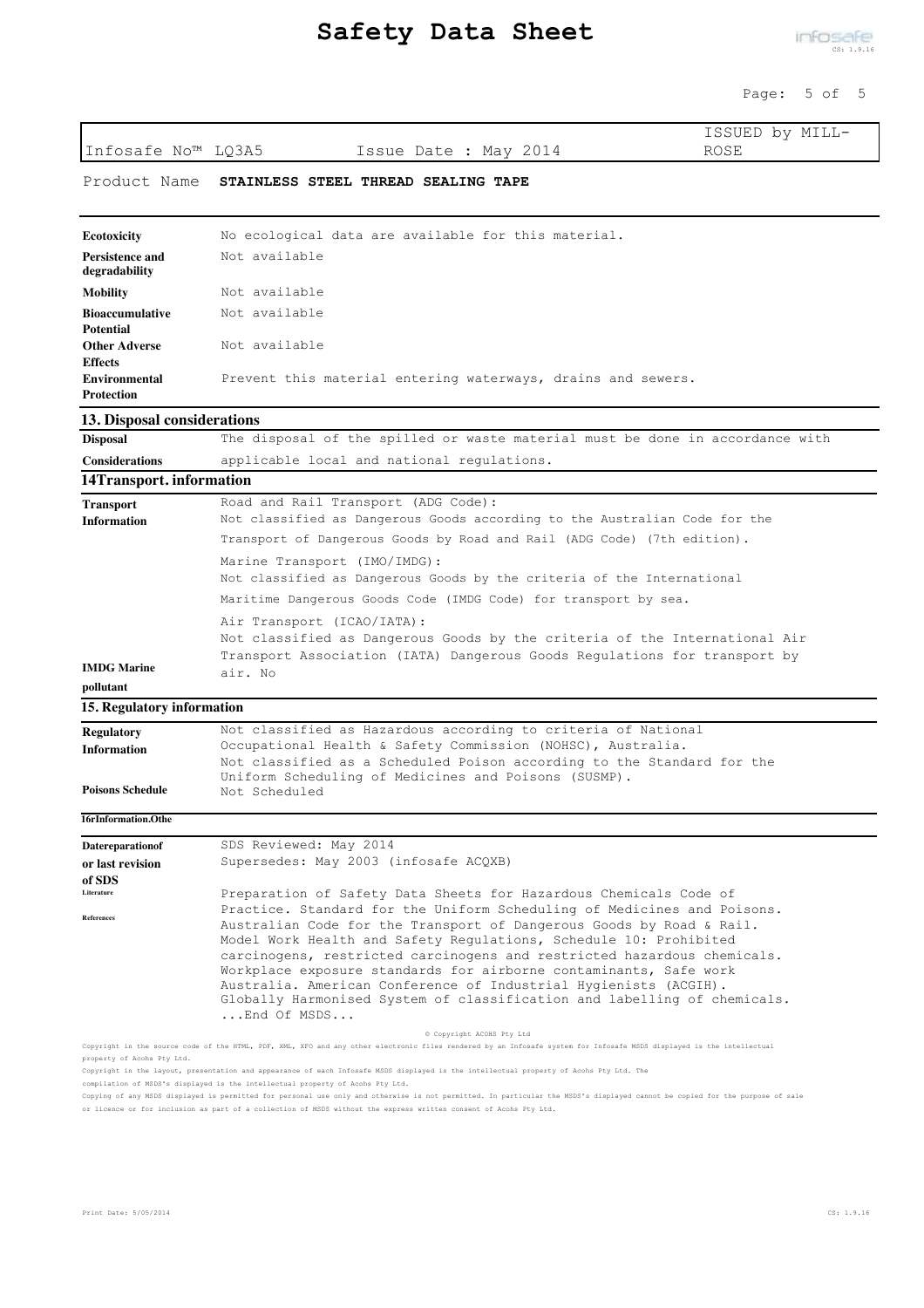| Infosafe No™ LQ3A5 | Issue Date : May 2014 | ISSUED by MILL-ROSE |
|---|---|---|

Product Name **STAINLESS STEEL THREAD SEALING TAPE**

| | |
|---|---|
| **Ecotoxicity** | No ecological data are available for this material. |
| **Persistence and degradability** | Not available |
| **Mobility** | Not available |
| **Bioaccumulative Potential** | Not available |
| **Other Adverse Effects** | Not available |
| **Environmental Protection** | Prevent this material entering waterways, drains and sewers. |

## 13. Disposal considerations

| | |
|---|---|
| **Disposal Considerations** | The disposal of the spilled or waste material must be done in accordance with applicable local and national regulations. |

## 14Transport. information

| | |
|---|---|
| **Transport Information** | Road and Rail Transport (ADG Code): Not classified as Dangerous Goods according to the Australian Code for the Transport of Dangerous Goods by Road and Rail (ADG Code) (7th edition). Marine Transport (IMO/IMDG): Not classified as Dangerous Goods by the criteria of the International Maritime Dangerous Goods Code (IMDG Code) for transport by sea. Air Transport (ICAO/IATA): Not classified as Dangerous Goods by the criteria of the International Air Transport Association (IATA) Dangerous Goods Regulations for transport by air. |
| **IMDG Marine pollutant** | No |

## 15. Regulatory information

| | |
|---|---|
| **Regulatory Information** | Not classified as Hazardous according to criteria of National Occupational Health & Safety Commission (NOHSC), Australia. Not classified as a Scheduled Poison according to the Standard for the Uniform Scheduling of Medicines and Poisons (SUSMP). |
| **Poisons Schedule** | Not Scheduled |

## 16rInformation.Othe

| | |
|---|---|
| **Datereparationof or last revision of SDS** | SDS Reviewed: May 2014<br>Supersedes: May 2003 (infosafe ACQXB) |
| **Literature References** | Preparation of Safety Data Sheets for Hazardous Chemicals Code of Practice. Standard for the Uniform Scheduling of Medicines and Poisons. Australian Code for the Transport of Dangerous Goods by Road & Rail. Model Work Health and Safety Regulations, Schedule 10: Prohibited carcinogens, restricted carcinogens and restricted hazardous chemicals. Workplace exposure standards for airborne contaminants, Safe work Australia. American Conference of Industrial Hygienists (ACGIH). Globally Harmonised System of classification and labelling of chemicals. |

...End Of MSDS...

© Copyright ACOHS Pty Ltd

Copyright in the source code of the HTML, PDF, XML, XFO and any other electronic files rendered by an Infosafe system for Infosafe MSDS displayed is the intellectual property of Acohs Pty Ltd.

Copyright in the layout, presentation and appearance of each Infosafe MSDS displayed is the intellectual property of Acohs Pty Ltd. The compilation of MSDS's displayed is the intellectual property of Acohs Pty Ltd.

Copying of any MSDS displayed is permitted for personal use only and otherwise is not permitted. In particular the MSDS's displayed cannot be copied for the purpose of sale or licence or for inclusion as part of a collection of MSDS without the express written consent of Acohs Pty Ltd.